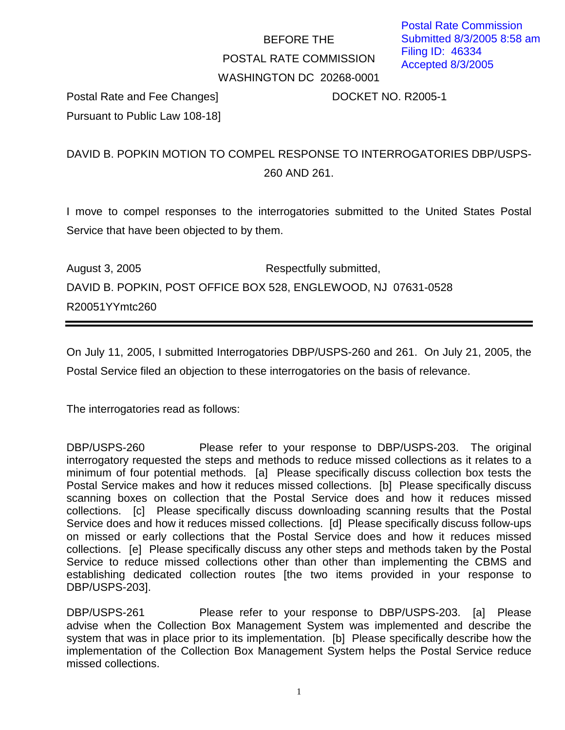Postal Rate Commission
Submitted 8/3/2005 8:58 am
Filing ID: 46334
Accepted 8/3/2005

BEFORE THE

POSTAL RATE COMMISSION

WASHINGTON DC 20268-0001

Postal Rate and Fee Changes] DOCKET NO. R2005-1

Pursuant to Public Law 108-18]

DAVID B. POPKIN MOTION TO COMPEL RESPONSE TO INTERROGATORIES DBP/USPS-260 AND 261.

I move to compel responses to the interrogatories submitted to the United States Postal Service that have been objected to by them.

August 3, 2005 Respectfully submitted,

DAVID B. POPKIN, POST OFFICE BOX 528, ENGLEWOOD, NJ 07631-0528

R20051YYmtc260

---

On July 11, 2005, I submitted Interrogatories DBP/USPS-260 and 261. On July 21, 2005, the Postal Service filed an objection to these interrogatories on the basis of relevance.

The interrogatories read as follows:

DBP/USPS-260 Please refer to your response to DBP/USPS-203. The original interrogatory requested the steps and methods to reduce missed collections as it relates to a minimum of four potential methods. [a] Please specifically discuss collection box tests the Postal Service makes and how it reduces missed collections. [b] Please specifically discuss scanning boxes on collection that the Postal Service does and how it reduces missed collections. [c] Please specifically discuss downloading scanning results that the Postal Service does and how it reduces missed collections. [d] Please specifically discuss follow-ups on missed or early collections that the Postal Service does and how it reduces missed collections. [e] Please specifically discuss any other steps and methods taken by the Postal Service to reduce missed collections other than other than implementing the CBMS and establishing dedicated collection routes [the two items provided in your response to DBP/USPS-203].

DBP/USPS-261 Please refer to your response to DBP/USPS-203. [a] Please advise when the Collection Box Management System was implemented and describe the system that was in place prior to its implementation. [b] Please specifically describe how the implementation of the Collection Box Management System helps the Postal Service reduce missed collections.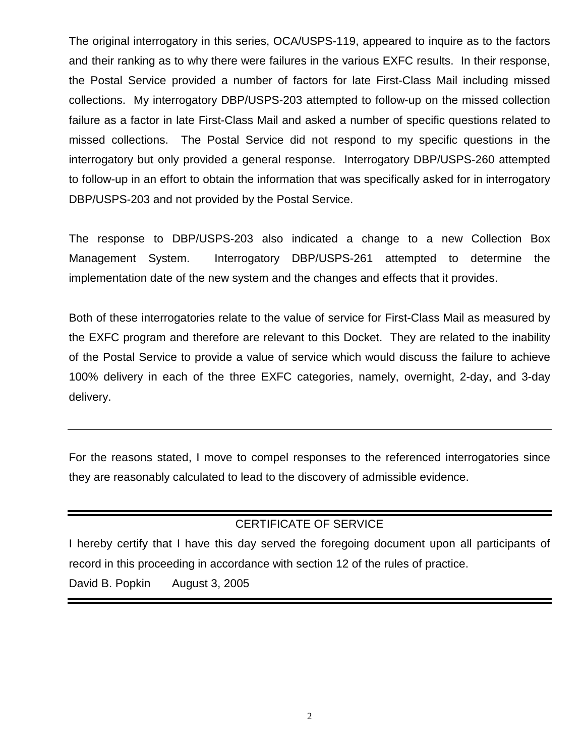The original interrogatory in this series, OCA/USPS-119, appeared to inquire as to the factors and their ranking as to why there were failures in the various EXFC results. In their response, the Postal Service provided a number of factors for late First-Class Mail including missed collections. My interrogatory DBP/USPS-203 attempted to follow-up on the missed collection failure as a factor in late First-Class Mail and asked a number of specific questions related to missed collections. The Postal Service did not respond to my specific questions in the interrogatory but only provided a general response. Interrogatory DBP/USPS-260 attempted to follow-up in an effort to obtain the information that was specifically asked for in interrogatory DBP/USPS-203 and not provided by the Postal Service.

The response to DBP/USPS-203 also indicated a change to a new Collection Box Management System. Interrogatory DBP/USPS-261 attempted to determine the implementation date of the new system and the changes and effects that it provides.

Both of these interrogatories relate to the value of service for First-Class Mail as measured by the EXFC program and therefore are relevant to this Docket. They are related to the inability of the Postal Service to provide a value of service which would discuss the failure to achieve 100% delivery in each of the three EXFC categories, namely, overnight, 2-day, and 3-day delivery.

---

For the reasons stated, I move to compel responses to the referenced interrogatories since they are reasonably calculated to lead to the discovery of admissible evidence.

---

CERTIFICATE OF SERVICE

I hereby certify that I have this day served the foregoing document upon all participants of record in this proceeding in accordance with section 12 of the rules of practice.

David B. Popkin    August 3, 2005

---